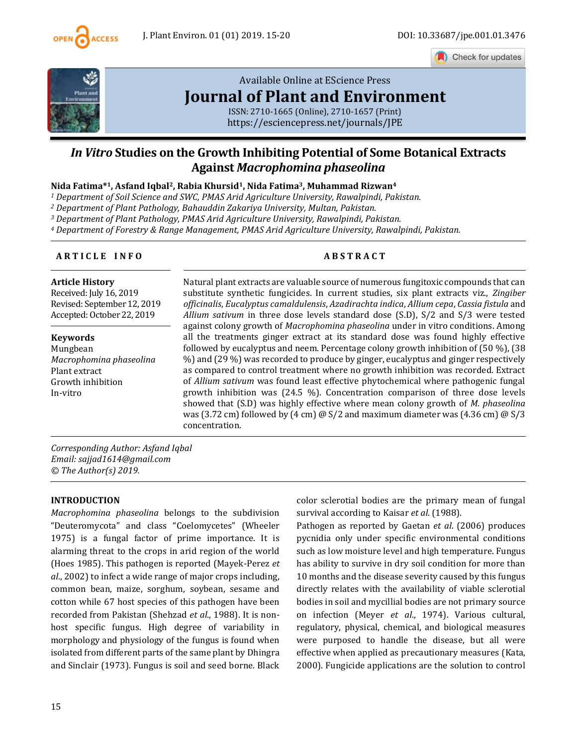Available Online at EScience Press

# Journal of Plant and Environment

ISSN: 2710-1665 (Online), 2710-1657 (Print)
https://esciencepress.net/journals/JPE

## *In Vitro* Studies on the Growth Inhibiting Potential of Some Botanical Extracts Against *Macrophomina phaseolina*

**Nida Fatima*[1], Asfand Iqbal[2], Rabia Khursid[1], Nida Fatima[3], Muhammad Rizwan[4]**

*[1] Department of Soil Science and SWC, PMAS Arid Agriculture University, Rawalpindi, Pakistan.*
*[2] Department of Plant Pathology, Bahauddin Zakariya University, Multan, Pakistan.*
*[3] Department of Plant Pathology, PMAS Arid Agriculture University, Rawalpindi, Pakistan.*
*[4] Department of Forestry & Range Management, PMAS Arid Agriculture University, Rawalpindi, Pakistan.*

**ARTICLE INFO**

**Article History**
Received: July 16, 2019
Revised: September 12, 2019
Accepted: October 22, 2019

**Keywords**
Mungbean
*Macrophomina phaseolina*
Plant extract
Growth inhibition
In-vitro

**ABSTRACT**

Natural plant extracts are valuable source of numerous fungitoxic compounds that can substitute synthetic fungicides. In current studies, six plant extracts viz., *Zingiber officinalis*, *Eucalyptus camaldulensis*, *Azadirachta indica*, *Allium cepa*, *Cassia fistula* and *Allium sativum* in three dose levels standard dose (S.D), S/2 and S/3 were tested against colony growth of *Macrophomina phaseolina* under in vitro conditions. Among all the treatments ginger extract at its standard dose was found highly effective followed by eucalyptus and neem. Percentage colony growth inhibition of (50 %), (38 %) and (29 %) was recorded to produce by ginger, eucalyptus and ginger respectively as compared to control treatment where no growth inhibition was recorded. Extract of *Allium sativum* was found least effective phytochemical where pathogenic fungal growth inhibition was (24.5 %). Concentration comparison of three dose levels showed that (S.D) was highly effective where mean colony growth of *M. phaseolina* was (3.72 cm) followed by (4 cm) @ S/2 and maximum diameter was (4.36 cm) @ S/3 concentration.

*Corresponding Author: Asfand Iqbal*
*Email: sajjad1614@gmail.com*
*© The Author(s) 2019.*

### INTRODUCTION

*Macrophomina phaseolina* belongs to the subdivision "Deuteromycota" and class "Coelomycetes" (Wheeler 1975) is a fungal factor of prime importance. It is alarming threat to the crops in arid region of the world (Hoes 1985). This pathogen is reported (Mayek-Perez *et al*., 2002) to infect a wide range of major crops including, common bean, maize, sorghum, soybean, sesame and cotton while 67 host species of this pathogen have been recorded from Pakistan (Shehzad *et al*., 1988). It is non-host specific fungus. High degree of variability in morphology and physiology of the fungus is found when isolated from different parts of the same plant by Dhingra and Sinclair (1973). Fungus is soil and seed borne. Black color sclerotial bodies are the primary mean of fungal survival according to Kaisar *et al*. (1988).

Pathogen as reported by Gaetan *et al*. (2006) produces pycnidia only under specific environmental conditions such as low moisture level and high temperature. Fungus has ability to survive in dry soil condition for more than 10 months and the disease severity caused by this fungus directly relates with the availability of viable sclerotial bodies in soil and mycillial bodies are not primary source on infection (Meyer *et al*., 1974). Various cultural, regulatory, physical, chemical, and biological measures were purposed to handle the disease, but all were effective when applied as precautionary measures (Kata, 2000). Fungicide applications are the solution to control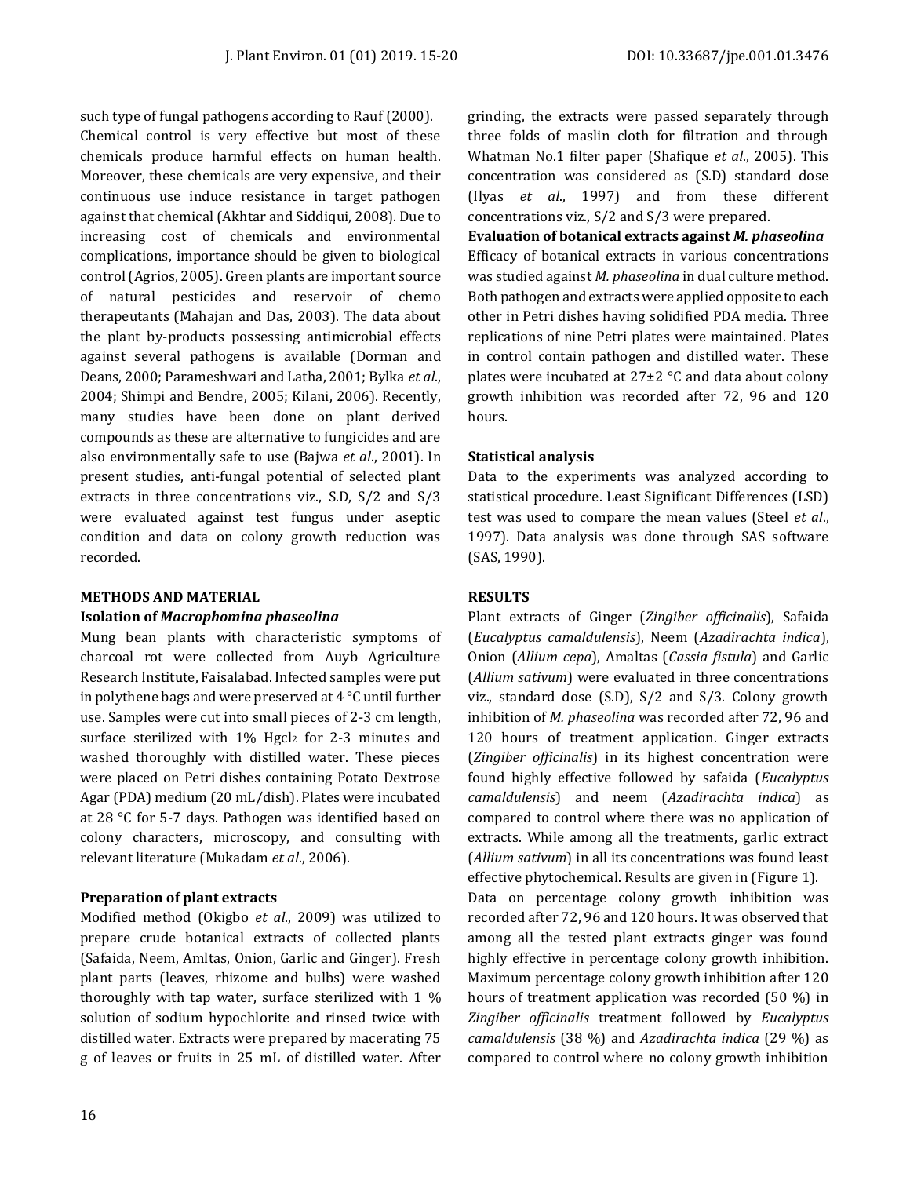such type of fungal pathogens according to Rauf (2000). Chemical control is very effective but most of these chemicals produce harmful effects on human health. Moreover, these chemicals are very expensive, and their continuous use induce resistance in target pathogen against that chemical (Akhtar and Siddiqui, 2008). Due to increasing cost of chemicals and environmental complications, importance should be given to biological control (Agrios, 2005). Green plants are important source of natural pesticides and reservoir of chemo therapeutants (Mahajan and Das, 2003). The data about the plant by-products possessing antimicrobial effects against several pathogens is available (Dorman and Deans, 2000; Parameshwari and Latha, 2001; Bylka *et al*., 2004; Shimpi and Bendre, 2005; Kilani, 2006). Recently, many studies have been done on plant derived compounds as these are alternative to fungicides and are also environmentally safe to use (Bajwa *et al*., 2001). In present studies, anti-fungal potential of selected plant extracts in three concentrations viz., S.D, S/2 and S/3 were evaluated against test fungus under aseptic condition and data on colony growth reduction was recorded.

## METHODS AND MATERIAL

### Isolation of *Macrophomina phaseolina*

Mung bean plants with characteristic symptoms of charcoal rot were collected from Auyb Agriculture Research Institute, Faisalabad. Infected samples were put in polythene bags and were preserved at 4 °C until further use. Samples were cut into small pieces of 2-3 cm length, surface sterilized with 1% $HgCl_2$ for 2-3 minutes and washed thoroughly with distilled water. These pieces were placed on Petri dishes containing Potato Dextrose Agar (PDA) medium (20 mL/dish). Plates were incubated at 28 °C for 5-7 days. Pathogen was identified based on colony characters, microscopy, and consulting with relevant literature (Mukadam *et al*., 2006).

### Preparation of plant extracts

Modified method (Okigbo *et al*., 2009) was utilized to prepare crude botanical extracts of collected plants (Safaida, Neem, Amltas, Onion, Garlic and Ginger). Fresh plant parts (leaves, rhizome and bulbs) were washed thoroughly with tap water, surface sterilized with 1 % solution of sodium hypochlorite and rinsed twice with distilled water. Extracts were prepared by macerating 75 g of leaves or fruits in 25 mL of distilled water. After grinding, the extracts were passed separately through three folds of maslin cloth for filtration and through Whatman No.1 filter paper (Shafique *et al*., 2005). This concentration was considered as (S.D) standard dose (Ilyas *et al*., 1997) and from these different concentrations viz., S/2 and S/3 were prepared.

### Evaluation of botanical extracts against *M. phaseolina*

Efficacy of botanical extracts in various concentrations was studied against *M. phaseolina* in dual culture method. Both pathogen and extracts were applied opposite to each other in Petri dishes having solidified PDA media. Three replications of nine Petri plates were maintained. Plates in control contain pathogen and distilled water. These plates were incubated at 27±2 °C and data about colony growth inhibition was recorded after 72, 96 and 120 hours.

### Statistical analysis

Data to the experiments was analyzed according to statistical procedure. Least Significant Differences (LSD) test was used to compare the mean values (Steel *et al*., 1997). Data analysis was done through SAS software (SAS, 1990).

## RESULTS

Plant extracts of Ginger (*Zingiber officinalis*), Safaida (*Eucalyptus camaldulensis*), Neem (*Azadirachta indica*), Onion (*Allium cepa*), Amaltas (*Cassia fistula*) and Garlic (*Allium sativum*) were evaluated in three concentrations viz., standard dose (S.D), S/2 and S/3. Colony growth inhibition of *M. phaseolina* was recorded after 72, 96 and 120 hours of treatment application. Ginger extracts (*Zingiber officinalis*) in its highest concentration were found highly effective followed by safaida (*Eucalyptus camaldulensis*) and neem (*Azadirachta indica*) as compared to control where there was no application of extracts. While among all the treatments, garlic extract (*Allium sativum*) in all its concentrations was found least effective phytochemical. Results are given in (Figure 1).

Data on percentage colony growth inhibition was recorded after 72, 96 and 120 hours. It was observed that among all the tested plant extracts ginger was found highly effective in percentage colony growth inhibition. Maximum percentage colony growth inhibition after 120 hours of treatment application was recorded (50 %) in *Zingiber officinalis* treatment followed by *Eucalyptus camaldulensis* (38 %) and *Azadirachta indica* (29 %) as compared to control where no colony growth inhibition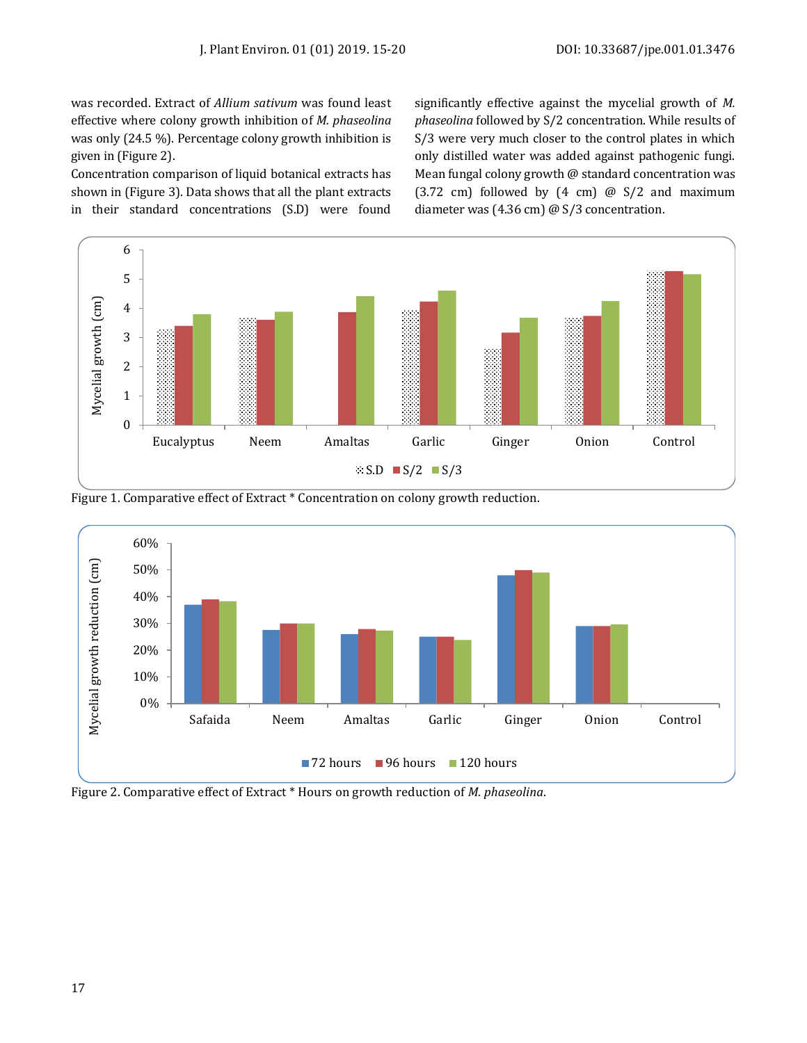was recorded. Extract of *Allium sativum* was found least effective where colony growth inhibition of *M. phaseolina* was only (24.5 %). Percentage colony growth inhibition is given in (Figure 2).

Concentration comparison of liquid botanical extracts has shown in (Figure 3). Data shows that all the plant extracts in their standard concentrations (S.D) were found significantly effective against the mycelial growth of *M. phaseolina* followed by S/2 concentration. While results of S/3 were very much closer to the control plates in which only distilled water was added against pathogenic fungi. Mean fungal colony growth @ standard concentration was (3.72 cm) followed by (4 cm) @ S/2 and maximum diameter was (4.36 cm) @ S/3 concentration.

Figure 1. Comparative effect of Extract * Concentration on colony growth reduction.

Figure 2. Comparative effect of Extract * Hours on growth reduction of *M. phaseolina*.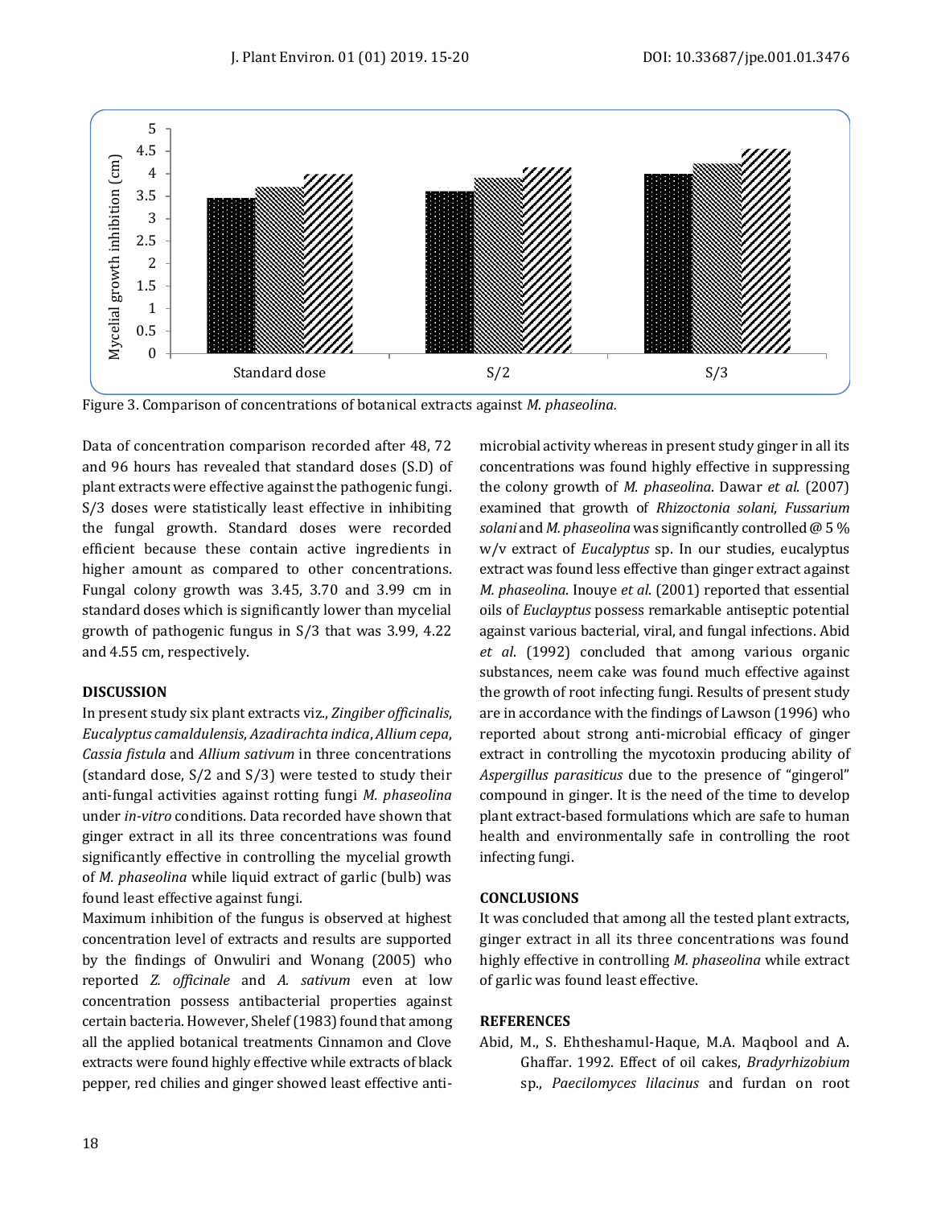Figure 3. Comparison of concentrations of botanical extracts against *M. phaseolina.*

Data of concentration comparison recorded after 48, 72 and 96 hours has revealed that standard doses (S.D) of plant extracts were effective against the pathogenic fungi. S/3 doses were statistically least effective in inhibiting the fungal growth. Standard doses were recorded efficient because these contain active ingredients in higher amount as compared to other concentrations. Fungal colony growth was 3.45, 3.70 and 3.99 cm in standard doses which is significantly lower than mycelial growth of pathogenic fungus in S/3 that was 3.99, 4.22 and 4.55 cm, respectively.

## DISCUSSION

In present study six plant extracts viz., *Zingiber officinalis*, *Eucalyptus camaldulensis*, *Azadirachta indica*, *Allium cepa*, *Cassia fistula* and *Allium sativum* in three concentrations (standard dose, S/2 and S/3) were tested to study their anti-fungal activities against rotting fungi *M. phaseolina* under *in-vitro* conditions. Data recorded have shown that ginger extract in all its three concentrations was found significantly effective in controlling the mycelial growth of *M. phaseolina* while liquid extract of garlic (bulb) was found least effective against fungi.

Maximum inhibition of the fungus is observed at highest concentration level of extracts and results are supported by the findings of Onwuliri and Wonang (2005) who reported *Z. officinale* and *A. sativum* even at low concentration possess antibacterial properties against certain bacteria. However, Shelef (1983) found that among all the applied botanical treatments Cinnamon and Clove extracts were found highly effective while extracts of black pepper, red chilies and ginger showed least effective anti-microbial activity whereas in present study ginger in all its concentrations was found highly effective in suppressing the colony growth of *M. phaseolina*. Dawar *et al*. (2007) examined that growth of *Rhizoctonia solani*, *Fussarium solani* and *M. phaseolina* was significantly controlled @ 5 % w/v extract of *Eucalyptus* sp. In our studies, eucalyptus extract was found less effective than ginger extract against *M. phaseolina*. Inouye *et al*. (2001) reported that essential oils of *Euclayptus* possess remarkable antiseptic potential against various bacterial, viral, and fungal infections. Abid *et al*. (1992) concluded that among various organic substances, neem cake was found much effective against the growth of root infecting fungi. Results of present study are in accordance with the findings of Lawson (1996) who reported about strong anti-microbial efficacy of ginger extract in controlling the mycotoxin producing ability of *Aspergillus parasiticus* due to the presence of "gingerol" compound in ginger. It is the need of the time to develop plant extract-based formulations which are safe to human health and environmentally safe in controlling the root infecting fungi.

## CONCLUSIONS

It was concluded that among all the tested plant extracts, ginger extract in all its three concentrations was found highly effective in controlling *M. phaseolina* while extract of garlic was found least effective.

## REFERENCES

Abid, M., S. Ehtheshamul-Haque, M.A. Maqbool and A. Ghaffar. 1992. Effect of oil cakes, *Bradyrhizobium* sp., *Paecilomyces lilacinus* and furdan on root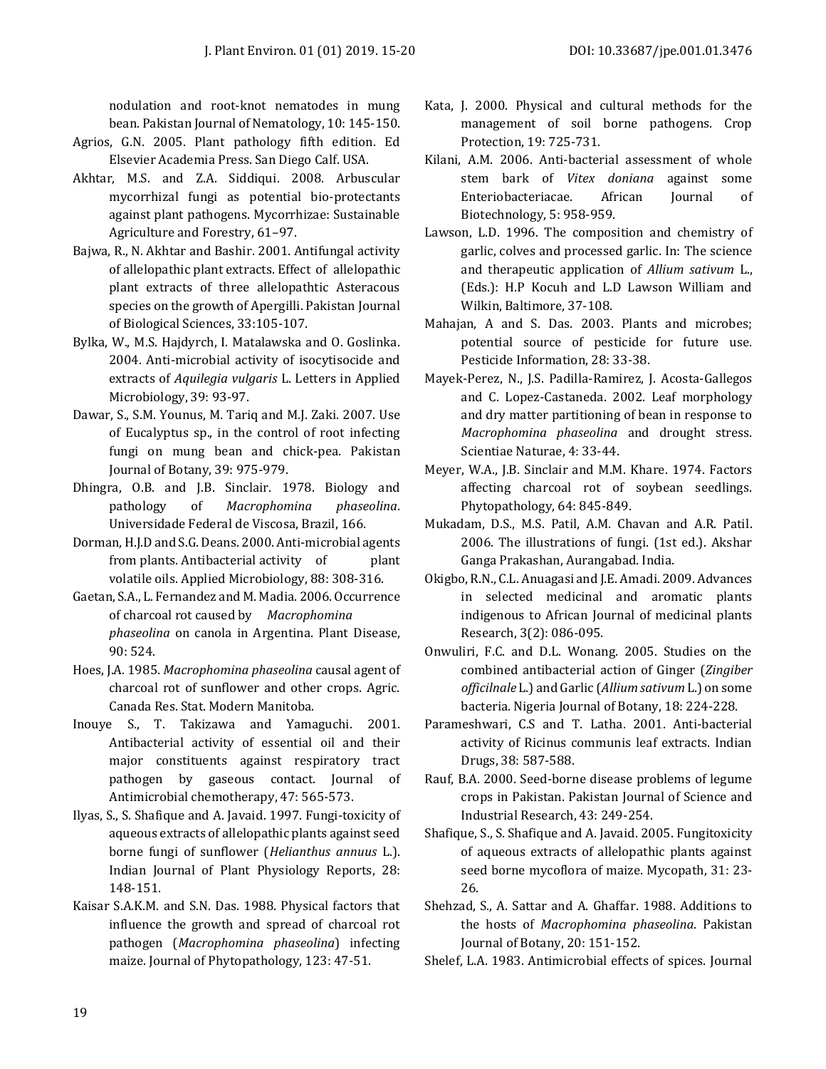nodulation and root-knot nematodes in mung bean. Pakistan Journal of Nematology, 10: 145-150.

Agrios, G.N. 2005. Plant pathology fifth edition. Ed Elsevier Academia Press. San Diego Calf. USA.

Akhtar, M.S. and Z.A. Siddiqui. 2008. Arbuscular mycorrhizal fungi as potential bio-protectants against plant pathogens. Mycorrhizae: Sustainable Agriculture and Forestry, 61–97.

Bajwa, R., N. Akhtar and Bashir. 2001. Antifungal activity of allelopathic plant extracts. Effect of allelopathic plant extracts of three allelopathtic Asteracous species on the growth of Apergilli. Pakistan Journal of Biological Sciences, 33:105-107.

Bylka, W., M.S. Hajdyrch, I. Matalawska and O. Goslinka. 2004. Anti-microbial activity of isocytisocide and extracts of *Aquilegia vulgaris* L. Letters in Applied Microbiology, 39: 93-97.

Dawar, S., S.M. Younus, M. Tariq and M.J. Zaki. 2007. Use of Eucalyptus sp., in the control of root infecting fungi on mung bean and chick-pea. Pakistan Journal of Botany, 39: 975-979.

Dhingra, O.B. and J.B. Sinclair. 1978. Biology and pathology of *Macrophomina phaseolina*. Universidade Federal de Viscosa, Brazil, 166.

Dorman, H.J.D and S.G. Deans. 2000. Anti-microbial agents from plants. Antibacterial activity of plant volatile oils. Applied Microbiology, 88: 308-316.

Gaetan, S.A., L. Fernandez and M. Madia. 2006. Occurrence of charcoal rot caused by *Macrophomina phaseolina* on canola in Argentina. Plant Disease, 90: 524.

Hoes, J.A. 1985. *Macrophomina phaseolina* causal agent of charcoal rot of sunflower and other crops. Agric. Canada Res. Stat. Modern Manitoba.

Inouye S., T. Takizawa and Yamaguchi. 2001. Antibacterial activity of essential oil and their major constituents against respiratory tract pathogen by gaseous contact. Journal of Antimicrobial chemotherapy, 47: 565-573.

Ilyas, S., S. Shafique and A. Javaid. 1997. Fungi-toxicity of aqueous extracts of allelopathic plants against seed borne fungi of sunflower (*Helianthus annuus* L.). Indian Journal of Plant Physiology Reports, 28: 148-151.

Kaisar S.A.K.M. and S.N. Das. 1988. Physical factors that influence the growth and spread of charcoal rot pathogen (*Macrophomina phaseolina*) infecting maize. Journal of Phytopathology, 123: 47-51.

Kata, J. 2000. Physical and cultural methods for the management of soil borne pathogens. Crop Protection, 19: 725-731.

Kilani, A.M. 2006. Anti-bacterial assessment of whole stem bark of *Vitex doniana* against some Enteriobacteriacae. African Journal of Biotechnology, 5: 958-959.

Lawson, L.D. 1996. The composition and chemistry of garlic, colves and processed garlic. In: The science and therapeutic application of *Allium sativum* L., (Eds.): H.P Kocuh and L.D Lawson William and Wilkin, Baltimore, 37-108.

Mahajan, A and S. Das. 2003. Plants and microbes; potential source of pesticide for future use. Pesticide Information, 28: 33-38.

Mayek-Perez, N., J.S. Padilla-Ramirez, J. Acosta-Gallegos and C. Lopez-Castaneda. 2002. Leaf morphology and dry matter partitioning of bean in response to *Macrophomina phaseolina* and drought stress. Scientiae Naturae, 4: 33-44.

Meyer, W.A., J.B. Sinclair and M.M. Khare. 1974. Factors affecting charcoal rot of soybean seedlings. Phytopathology, 64: 845-849.

Mukadam, D.S., M.S. Patil, A.M. Chavan and A.R. Patil. 2006. The illustrations of fungi. (1st ed.). Akshar Ganga Prakashan, Aurangabad. India.

Okigbo, R.N., C.L. Anuagasi and J.E. Amadi. 2009. Advances in selected medicinal and aromatic plants indigenous to African Journal of medicinal plants Research, 3(2): 086-095.

Onwuliri, F.C. and D.L. Wonang. 2005. Studies on the combined antibacterial action of Ginger (*Zingiber officilnale* L.) and Garlic (*Allium sativum* L.) on some bacteria. Nigeria Journal of Botany, 18: 224-228.

Parameshwari, C.S and T. Latha. 2001. Anti-bacterial activity of Ricinus communis leaf extracts. Indian Drugs, 38: 587-588.

Rauf, B.A. 2000. Seed-borne disease problems of legume crops in Pakistan. Pakistan Journal of Science and Industrial Research, 43: 249-254.

Shafique, S., S. Shafique and A. Javaid. 2005. Fungitoxicity of aqueous extracts of allelopathic plants against seed borne mycoflora of maize. Mycopath, 31: 23-26.

Shehzad, S., A. Sattar and A. Ghaffar. 1988. Additions to the hosts of *Macrophomina phaseolina*. Pakistan Journal of Botany, 20: 151-152.

Shelef, L.A. 1983. Antimicrobial effects of spices. Journal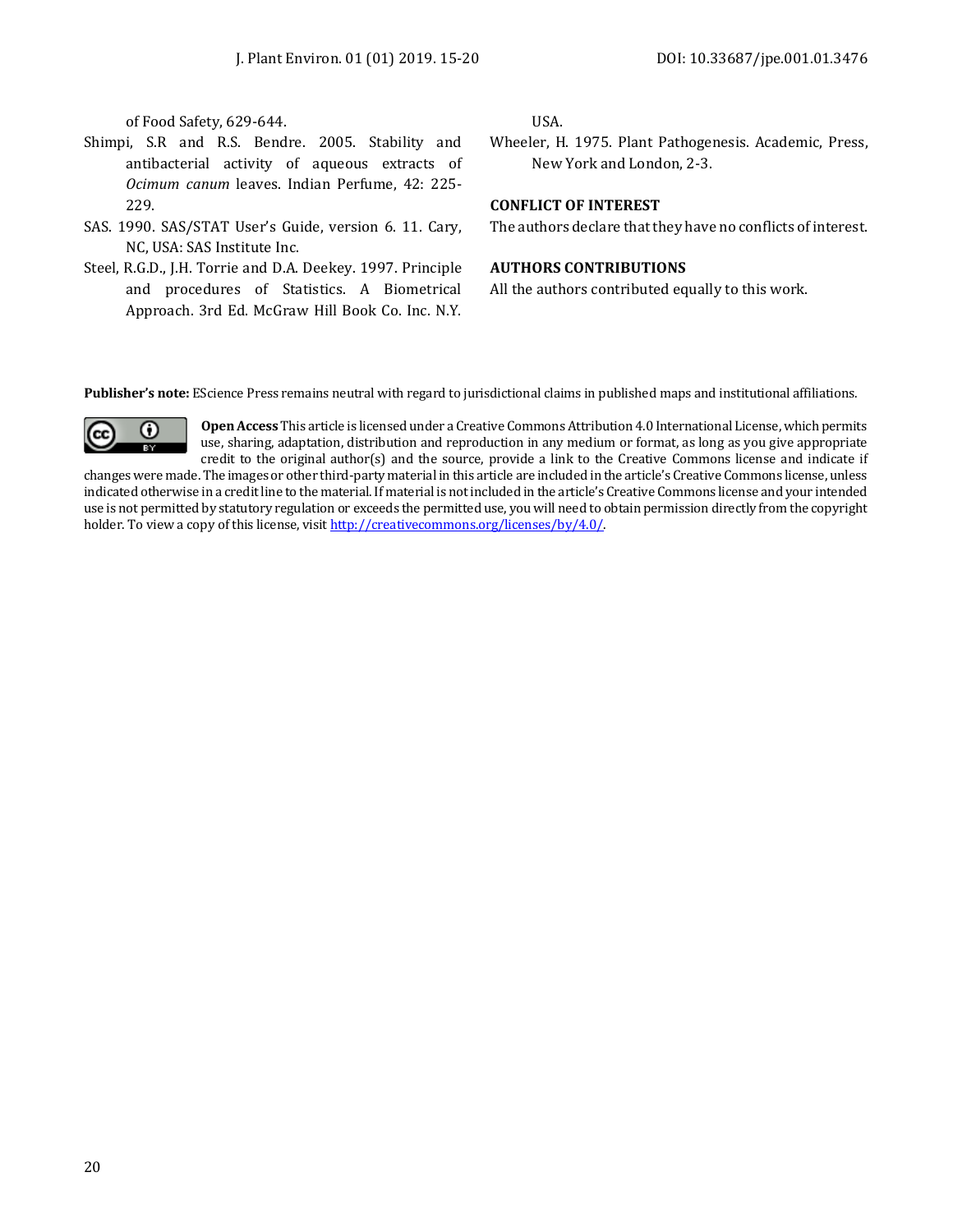of Food Safety, 629-644.

Shimpi, S.R and R.S. Bendre. 2005. Stability and antibacterial activity of aqueous extracts of *Ocimum canum* leaves. Indian Perfume, 42: 225-229.

SAS. 1990. SAS/STAT User's Guide, version 6. 11. Cary, NC, USA: SAS Institute Inc.

Steel, R.G.D., J.H. Torrie and D.A. Deekey. 1997. Principle and procedures of Statistics. A Biometrical Approach. 3rd Ed. McGraw Hill Book Co. Inc. N.Y. USA.

Wheeler, H. 1975. Plant Pathogenesis. Academic, Press, New York and London, 2-3.

## CONFLICT OF INTEREST

The authors declare that they have no conflicts of interest.

## AUTHORS CONTRIBUTIONS

All the authors contributed equally to this work.

**Publisher's note:** EScience Press remains neutral with regard to jurisdictional claims in published maps and institutional affiliations.

**Open Access** This article is licensed under a Creative Commons Attribution 4.0 International License, which permits use, sharing, adaptation, distribution and reproduction in any medium or format, as long as you give appropriate credit to the original author(s) and the source, provide a link to the Creative Commons license and indicate if changes were made. The images or other third-party material in this article are included in the article's Creative Commons license, unless indicated otherwise in a credit line to the material. If material is not included in the article's Creative Commons license and your intended use is not permitted by statutory regulation or exceeds the permitted use, you will need to obtain permission directly from the copyright holder. To view a copy of this license, visit http://creativecommons.org/licenses/by/4.0/.